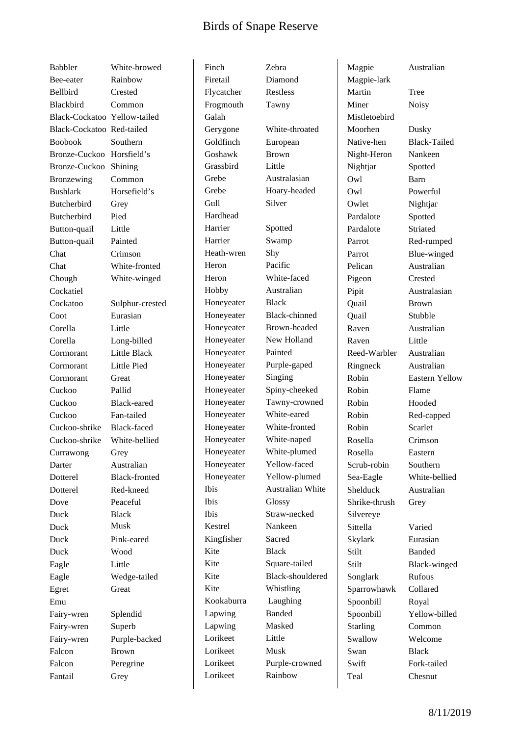# Birds of Snape Reserve

| | |
|---|---|
| Babbler | White-browed |
| Bee-eater | Rainbow |
| Bellbird | Crested |
| Blackbird | Common |
| Black-Cockatoo | Yellow-tailed |
| Black-Cockatoo | Red-tailed |
| Boobook | Southern |
| Bronze-Cuckoo | Horsfield’s |
| Bronze-Cuckoo | Shining |
| Bronzewing | Common |
| Bushlark | Horsefield’s |
| Butcherbird | Grey |
| Butcherbird | Pied |
| Button-quail | Little |
| Button-quail | Painted |
| Chat | Crimson |
| Chat | White-fronted |
| Chough | White-winged |
| Cockatiel | |
| Cockatoo | Sulphur-crested |
| Coot | Eurasian |
| Corella | Little |
| Corella | Long-billed |
| Cormorant | Little Black |
| Cormorant | Little Pied |
| Cormorant | Great |
| Cuckoo | Pallid |
| Cuckoo | Black-eared |
| Cuckoo | Fan-tailed |
| Cuckoo-shrike | Black-faced |
| Cuckoo-shrike | White-bellied |
| Currawong | Grey |
| Darter | Australian |
| Dotterel | Black-fronted |
| Dotterel | Red-kneed |
| Dove | Peaceful |
| Duck | Black |
| Duck | Musk |
| Duck | Pink-eared |
| Duck | Wood |
| Eagle | Little |
| Eagle | Wedge-tailed |
| Egret | Great |
| Emu | |
| Fairy-wren | Splendid |
| Fairy-wren | Superb |
| Fairy-wren | Purple-backed |
| Falcon | Brown |
| Falcon | Peregrine |
| Fantail | Grey |
| Finch | Zebra |
| Firetail | Diamond |
| Flycatcher | Restless |
| Frogmouth | Tawny |
| Galah | |
| Gerygone | White-throated |
| Goldfinch | European |
| Goshawk | Brown |
| Grassbird | Little |
| Grebe | Australasian |
| Grebe | Hoary-headed |
| Gull | Silver |
| Hardhead | |
| Harrier | Spotted |
| Harrier | Swamp |
| Heath-wren | Shy |
| Heron | Pacific |
| Heron | White-faced |
| Hobby | Australian |
| Honeyeater | Black |
| Honeyeater | Black-chinned |
| Honeyeater | Brown-headed |
| Honeyeater | New Holland |
| Honeyeater | Painted |
| Honeyeater | Purple-gaped |
| Honeyeater | Singing |
| Honeyeater | Spiny-cheeked |
| Honeyeater | Tawny-crowned |
| Honeyeater | White-eared |
| Honeyeater | White-fronted |
| Honeyeater | White-naped |
| Honeyeater | White-plumed |
| Honeyeater | Yellow-faced |
| Honeyeater | Yellow-plumed |
| Ibis | Australian White |
| Ibis | Glossy |
| Ibis | Straw-necked |
| Kestrel | Nankeen |
| Kingfisher | Sacred |
| Kite | Black |
| Kite | Square-tailed |
| Kite | Black-shouldered |
| Kite | Whistling |
| Kookaburra | Laughing |
| Lapwing | Banded |
| Lapwing | Masked |
| Lorikeet | Little |
| Lorikeet | Musk |
| Lorikeet | Purple-crowned |
| Lorikeet | Rainbow |
| Magpie | Australian |
| Magpie-lark | |
| Martin | Tree |
| Miner | Noisy |
| Mistletoebird | |
| Moorhen | Dusky |
| Native-hen | Black-Tailed |
| Night-Heron | Nankeen |
| Nightjar | Spotted |
| Owl | Barn |
| Owl | Powerful |
| Owlet | Nightjar |
| Pardalote | Spotted |
| Pardalote | Striated |
| Parrot | Red-rumped |
| Parrot | Blue-winged |
| Pelican | Australian |
| Pigeon | Crested |
| Pipit | Australasian |
| Quail | Brown |
| Quail | Stubble |
| Raven | Australian |
| Raven | Little |
| Reed-Warbler | Australian |
| Ringneck | Australian |
| Robin | Eastern Yellow |
| Robin | Flame |
| Robin | Hooded |
| Robin | Red-capped |
| Robin | Scarlet |
| Rosella | Crimson |
| Rosella | Eastern |
| Scrub-robin | Southern |
| Sea-Eagle | White-bellied |
| Shelduck | Australian |
| Shrike-thrush | Grey |
| Silvereye | |
| Sittella | Varied |
| Skylark | Eurasian |
| Stilt | Banded |
| Stilt | Black-winged |
| Songlark | Rufous |
| Sparrowhawk | Collared |
| Spoonbill | Royal |
| Spoonbill | Yellow-billed |
| Starling | Common |
| Swallow | Welcome |
| Swan | Black |
| Swift | Fork-tailed |
| Teal | Chesnut |

8/11/2019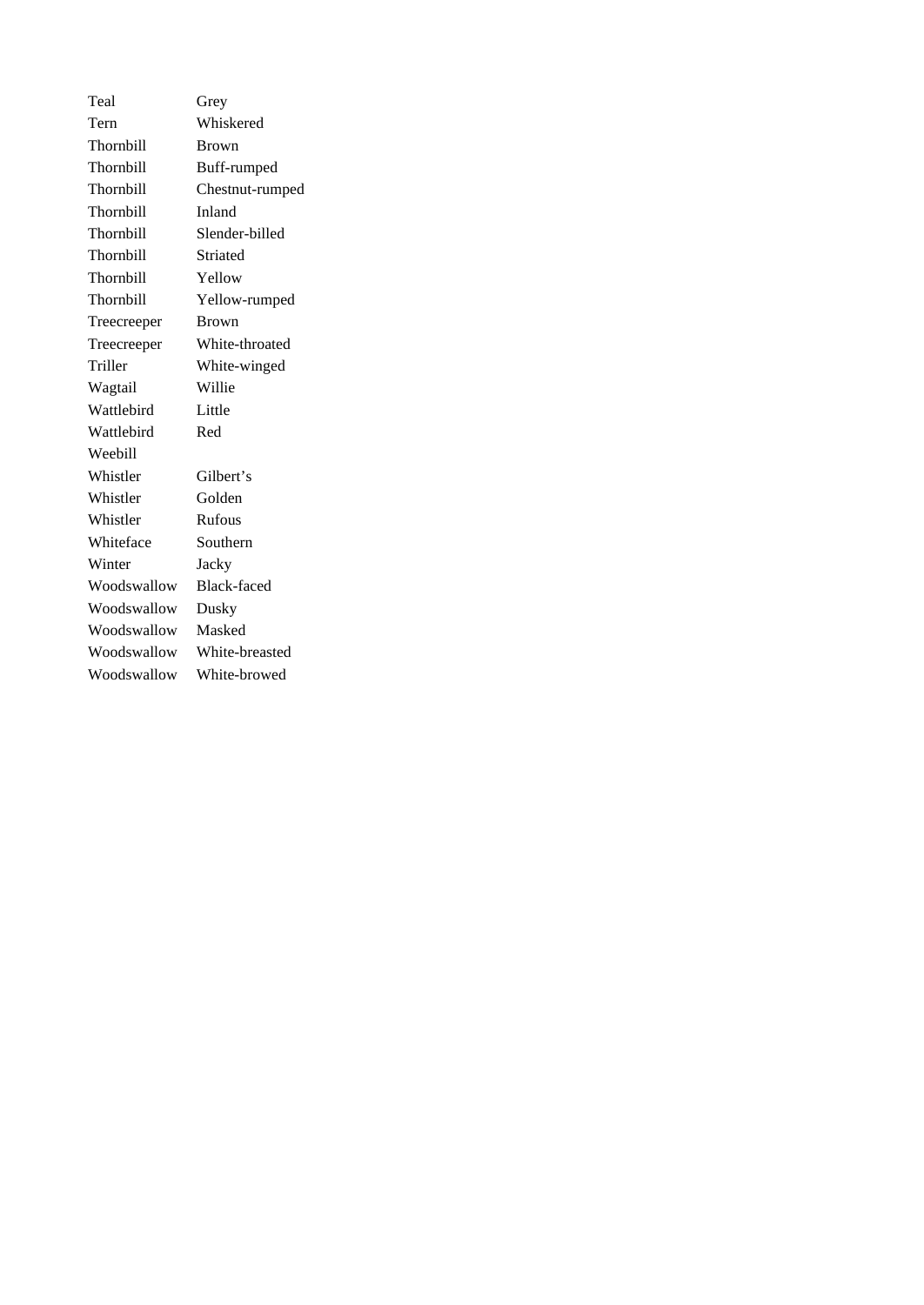| | |
|---|---|
| Teal | Grey |
| Tern | Whiskered |
| Thornbill | Brown |
| Thornbill | Buff-rumped |
| Thornbill | Chestnut-rumped |
| Thornbill | Inland |
| Thornbill | Slender-billed |
| Thornbill | Striated |
| Thornbill | Yellow |
| Thornbill | Yellow-rumped |
| Treecreeper | Brown |
| Treecreeper | White-throated |
| Triller | White-winged |
| Wagtail | Willie |
| Wattlebird | Little |
| Wattlebird | Red |
| Weebill | |
| Whistler | Gilbert's |
| Whistler | Golden |
| Whistler | Rufous |
| Whiteface | Southern |
| Winter | Jacky |
| Woodswallow | Black-faced |
| Woodswallow | Dusky |
| Woodswallow | Masked |
| Woodswallow | White-breasted |
| Woodswallow | White-browed |